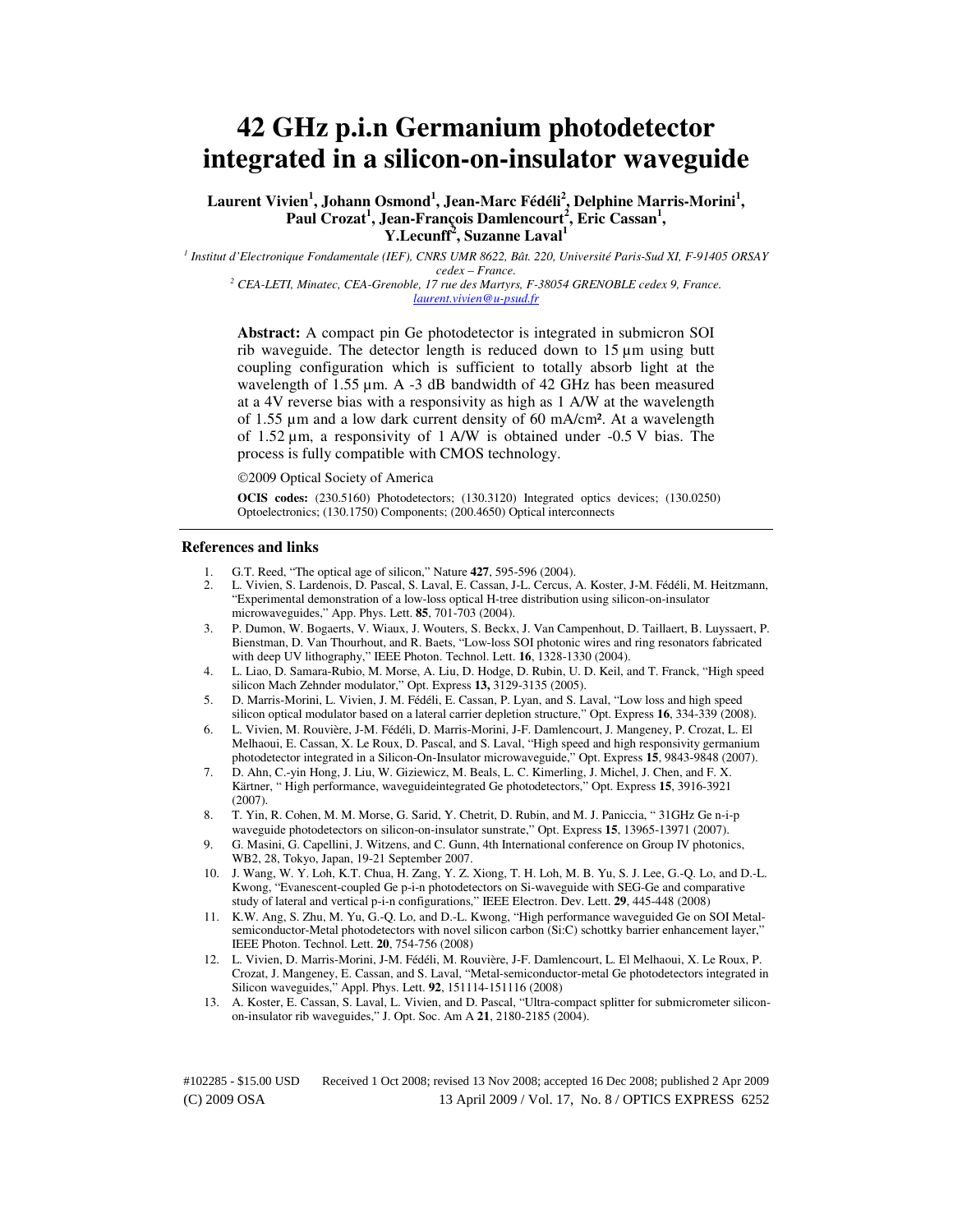# 42 GHz p.i.n Germanium photodetector integrated in a silicon-on-insulator waveguide

**Laurent Vivien[1], Johann Osmond[1], Jean-Marc Fédéli[2], Delphine Marris-Morini[1], Paul Crozat[1], Jean-François Damlencourt[2], Eric Cassan[1], Y.Lecunff[2], Suzanne Laval[1]**

[1] *Institut d'Electronique Fondamentale (IEF), CNRS UMR 8622, Bât. 220, Université Paris-Sud XI, F-91405 ORSAY cedex – France.*

[2] *CEA-LETI, Minatec, CEA-Grenoble, 17 rue des Martyrs, F-38054 GRENOBLE cedex 9, France.*

*laurent.vivien@u-psud.fr*

**Abstract:** A compact pin Ge photodetector is integrated in submicron SOI rib waveguide. The detector length is reduced down to 15 µm using butt coupling configuration which is sufficient to totally absorb light at the wavelength of 1.55 µm. A -3 dB bandwidth of 42 GHz has been measured at a 4V reverse bias with a responsivity as high as 1 A/W at the wavelength of 1.55 µm and a low dark current density of 60 mA/cm². At a wavelength of 1.52 µm, a responsivity of 1 A/W is obtained under -0.5 V bias. The process is fully compatible with CMOS technology.

©2009 Optical Society of America

**OCIS codes:** (230.5160) Photodetectors; (130.3120) Integrated optics devices; (130.0250) Optoelectronics; (130.1750) Components; (200.4650) Optical interconnects

## References and links

1. G.T. Reed, "The optical age of silicon," Nature **427**, 595-596 (2004).
2. L. Vivien, S. Lardenois, D. Pascal, S. Laval, E. Cassan, J-L. Cercus, A. Koster, J-M. Fédéli, M. Heitzmann, "Experimental demonstration of a low-loss optical H-tree distribution using silicon-on-insulator microwaveguides," App. Phys. Lett. **85**, 701-703 (2004).
3. P. Dumon, W. Bogaerts, V. Wiaux, J. Wouters, S. Beckx, J. Van Campenhout, D. Taillaert, B. Luyssaert, P. Bienstman, D. Van Thourhout, and R. Baets, "Low-loss SOI photonic wires and ring resonators fabricated with deep UV lithography," IEEE Photon. Technol. Lett. **16**, 1328-1330 (2004).
4. L. Liao, D. Samara-Rubio, M. Morse, A. Liu, D. Hodge, D. Rubin, U. D. Keil, and T. Franck, "High speed silicon Mach Zehnder modulator," Opt. Express **13,** 3129-3135 (2005).
5. D. Marris-Morini, L. Vivien, J. M. Fédéli, E. Cassan, P. Lyan, and S. Laval, "Low loss and high speed silicon optical modulator based on a lateral carrier depletion structure," Opt. Express **16**, 334-339 (2008).
6. L. Vivien, M. Rouvière, J-M. Fédéli, D. Marris-Morini, J-F. Damlencourt, J. Mangeney, P. Crozat, L. El Melhaoui, E. Cassan, X. Le Roux, D. Pascal, and S. Laval, "High speed and high responsivity germanium photodetector integrated in a Silicon-On-Insulator microwaveguide," Opt. Express **15**, 9843-9848 (2007).
7. D. Ahn, C.-yin Hong, J. Liu, W. Giziewicz, M. Beals, L. C. Kimerling, J. Michel, J. Chen, and F. X. Kärtner, " High performance, waveguideintegrated Ge photodetectors," Opt. Express **15**, 3916-3921 (2007).
8. T. Yin, R. Cohen, M. M. Morse, G. Sarid, Y. Chetrit, D. Rubin, and M. J. Paniccia, " 31GHz Ge n-i-p waveguide photodetectors on silicon-on-insulator sunstrate," Opt. Express **15**, 13965-13971 (2007).
9. G. Masini, G. Capellini, J. Witzens, and C. Gunn, 4th International conference on Group IV photonics, WB2, 28, Tokyo, Japan, 19-21 September 2007.
10. J. Wang, W. Y. Loh, K.T. Chua, H. Zang, Y. Z. Xiong, T. H. Loh, M. B. Yu, S. J. Lee, G.-Q. Lo, and D.-L. Kwong, "Evanescent-coupled Ge p-i-n photodetectors on Si-waveguide with SEG-Ge and comparative study of lateral and vertical p-i-n configurations," IEEE Electron. Dev. Lett. **29**, 445-448 (2008)
11. K.W. Ang, S. Zhu, M. Yu, G.-Q. Lo, and D.-L. Kwong, "High performance waveguided Ge on SOI Metal-semiconductor-Metal photodetectors with novel silicon carbon (Si:C) schottky barrier enhancement layer," IEEE Photon. Technol. Lett. **20**, 754-756 (2008)
12. L. Vivien, D. Marris-Morini, J-M. Fédéli, M. Rouvière, J-F. Damlencourt, L. El Melhaoui, X. Le Roux, P. Crozat, J. Mangeney, E. Cassan, and S. Laval, "Metal-semiconductor-metal Ge photodetectors integrated in Silicon waveguides," Appl. Phys. Lett. **92**, 151114-151116 (2008)
13. A. Koster, E. Cassan, S. Laval, L. Vivien, and D. Pascal, "Ultra-compact splitter for submicrometer silicon-on-insulator rib waveguides," J. Opt. Soc. Am A **21**, 2180-2185 (2004).

#102285 - $15.00 USD Received 1 Oct 2008; revised 13 Nov 2008; accepted 16 Dec 2008; published 2 Apr 2009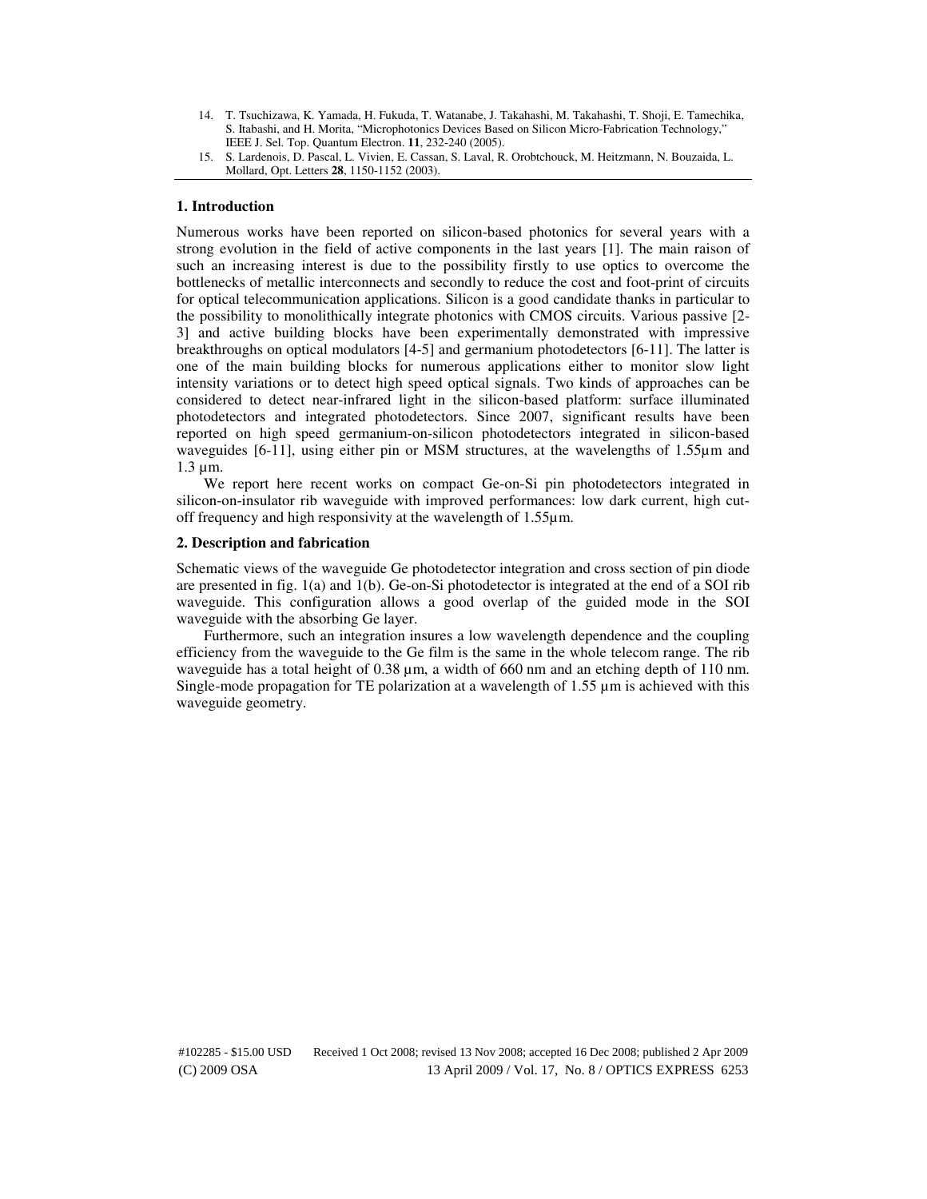14. T. Tsuchizawa, K. Yamada, H. Fukuda, T. Watanabe, J. Takahashi, M. Takahashi, T. Shoji, E. Tamechika, S. Itabashi, and H. Morita, "Microphotonics Devices Based on Silicon Micro-Fabrication Technology," IEEE J. Sel. Top. Quantum Electron. **11**, 232-240 (2005).
15. S. Lardenois, D. Pascal, L. Vivien, E. Cassan, S. Laval, R. Orobtchouck, M. Heitzmann, N. Bouzaida, L. Mollard, Opt. Letters **28**, 1150-1152 (2003).

## 1. Introduction

Numerous works have been reported on silicon-based photonics for several years with a strong evolution in the field of active components in the last years [1]. The main raison of such an increasing interest is due to the possibility firstly to use optics to overcome the bottlenecks of metallic interconnects and secondly to reduce the cost and foot-print of circuits for optical telecommunication applications. Silicon is a good candidate thanks in particular to the possibility to monolithically integrate photonics with CMOS circuits. Various passive [2-3] and active building blocks have been experimentally demonstrated with impressive breakthroughs on optical modulators [4-5] and germanium photodetectors [6-11]. The latter is one of the main building blocks for numerous applications either to monitor slow light intensity variations or to detect high speed optical signals. Two kinds of approaches can be considered to detect near-infrared light in the silicon-based platform: surface illuminated photodetectors and integrated photodetectors. Since 2007, significant results have been reported on high speed germanium-on-silicon photodetectors integrated in silicon-based waveguides [6-11], using either pin or MSM structures, at the wavelengths of 1.55µm and 1.3 µm.

We report here recent works on compact Ge-on-Si pin photodetectors integrated in silicon-on-insulator rib waveguide with improved performances: low dark current, high cut-off frequency and high responsivity at the wavelength of 1.55µm.

## 2. Description and fabrication

Schematic views of the waveguide Ge photodetector integration and cross section of pin diode are presented in fig. 1(a) and 1(b). Ge-on-Si photodetector is integrated at the end of a SOI rib waveguide. This configuration allows a good overlap of the guided mode in the SOI waveguide with the absorbing Ge layer.

Furthermore, such an integration insures a low wavelength dependence and the coupling efficiency from the waveguide to the Ge film is the same in the whole telecom range. The rib waveguide has a total height of 0.38 µm, a width of 660 nm and an etching depth of 110 nm. Single-mode propagation for TE polarization at a wavelength of 1.55 µm is achieved with this waveguide geometry.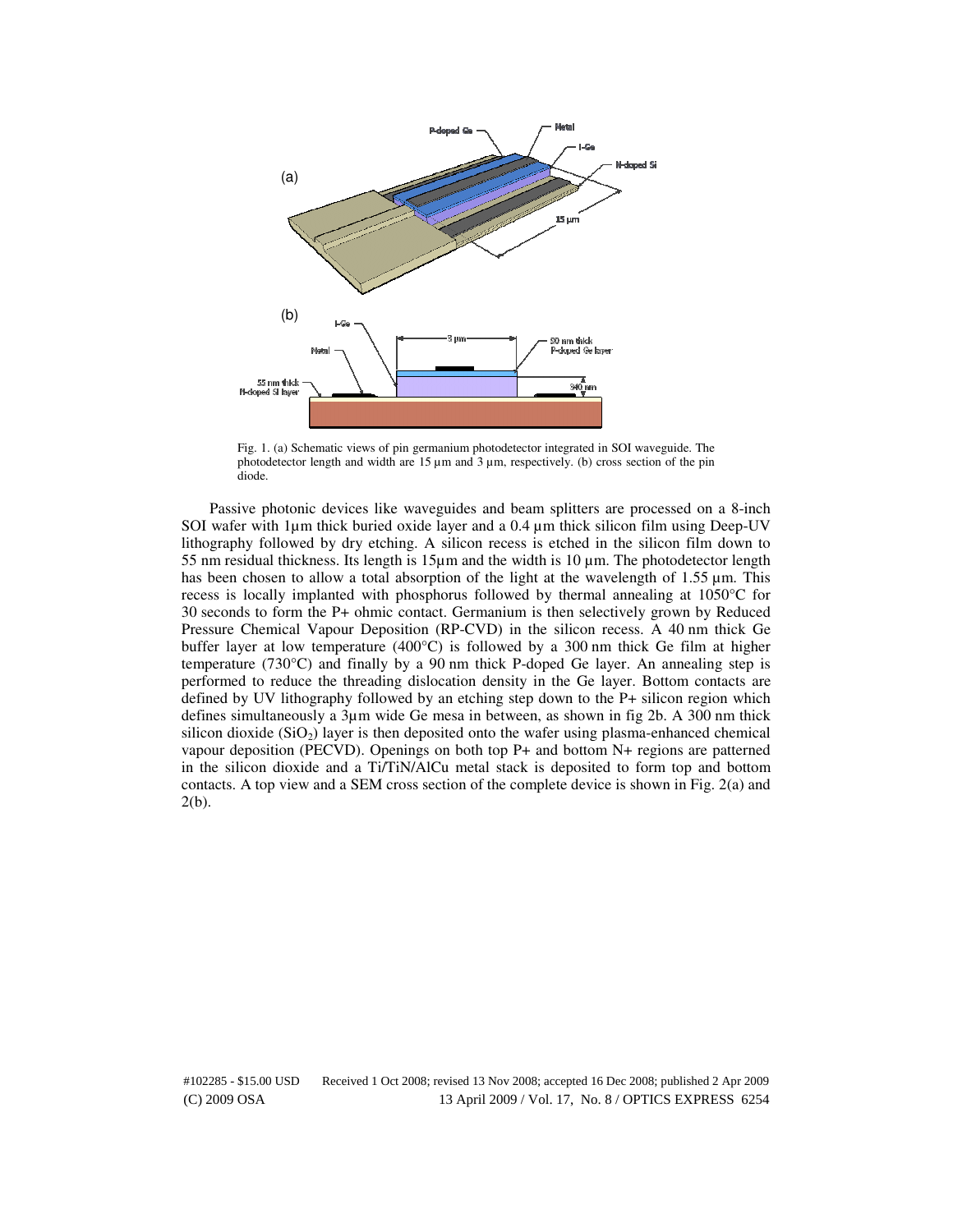Fig. 1. (a) Schematic views of pin germanium photodetector integrated in SOI waveguide. The photodetector length and width are 15 µm and 3 µm, respectively. (b) cross section of the pin diode.

Passive photonic devices like waveguides and beam splitters are processed on a 8-inch SOI wafer with 1µm thick buried oxide layer and a 0.4 µm thick silicon film using Deep-UV lithography followed by dry etching. A silicon recess is etched in the silicon film down to 55 nm residual thickness. Its length is 15µm and the width is 10 µm. The photodetector length has been chosen to allow a total absorption of the light at the wavelength of 1.55 µm. This recess is locally implanted with phosphorus followed by thermal annealing at 1050°C for 30 seconds to form the P+ ohmic contact. Germanium is then selectively grown by Reduced Pressure Chemical Vapour Deposition (RP-CVD) in the silicon recess. A 40 nm thick Ge buffer layer at low temperature (400°C) is followed by a 300 nm thick Ge film at higher temperature (730°C) and finally by a 90 nm thick P-doped Ge layer. An annealing step is performed to reduce the threading dislocation density in the Ge layer. Bottom contacts are defined by UV lithography followed by an etching step down to the P+ silicon region which defines simultaneously a 3µm wide Ge mesa in between, as shown in fig 2b. A 300 nm thick silicon dioxide ($SiO_2$) layer is then deposited onto the wafer using plasma-enhanced chemical vapour deposition (PECVD). Openings on both top P+ and bottom N+ regions are patterned in the silicon dioxide and a Ti/TiN/AlCu metal stack is deposited to form top and bottom contacts. A top view and a SEM cross section of the complete device is shown in Fig. 2(a) and 2(b).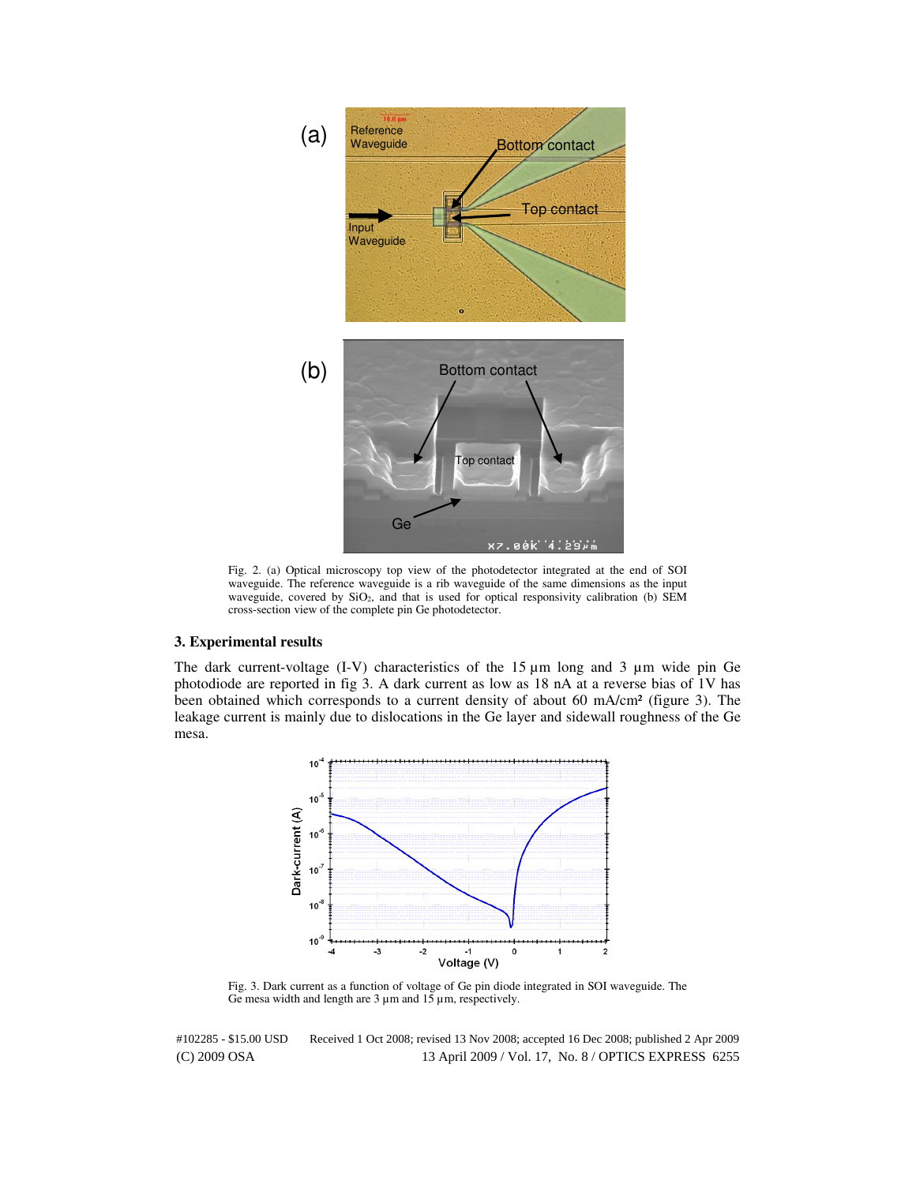Fig. 2. (a) Optical microscopy top view of the photodetector integrated at the end of SOI waveguide. The reference waveguide is a rib waveguide of the same dimensions as the input waveguide, covered by $SiO_2$, and that is used for optical responsivity calibration (b) SEM cross-section view of the complete pin Ge photodetector.

### 3. Experimental results

The dark current-voltage (I-V) characteristics of the 15 µm long and 3 µm wide pin Ge photodiode are reported in fig 3. A dark current as low as 18 nA at a reverse bias of 1V has been obtained which corresponds to a current density of about 60 mA/cm² (figure 3). The leakage current is mainly due to dislocations in the Ge layer and sidewall roughness of the Ge mesa.

Fig. 3. Dark current as a function of voltage of Ge pin diode integrated in SOI waveguide. The Ge mesa width and length are 3 µm and 15 µm, respectively.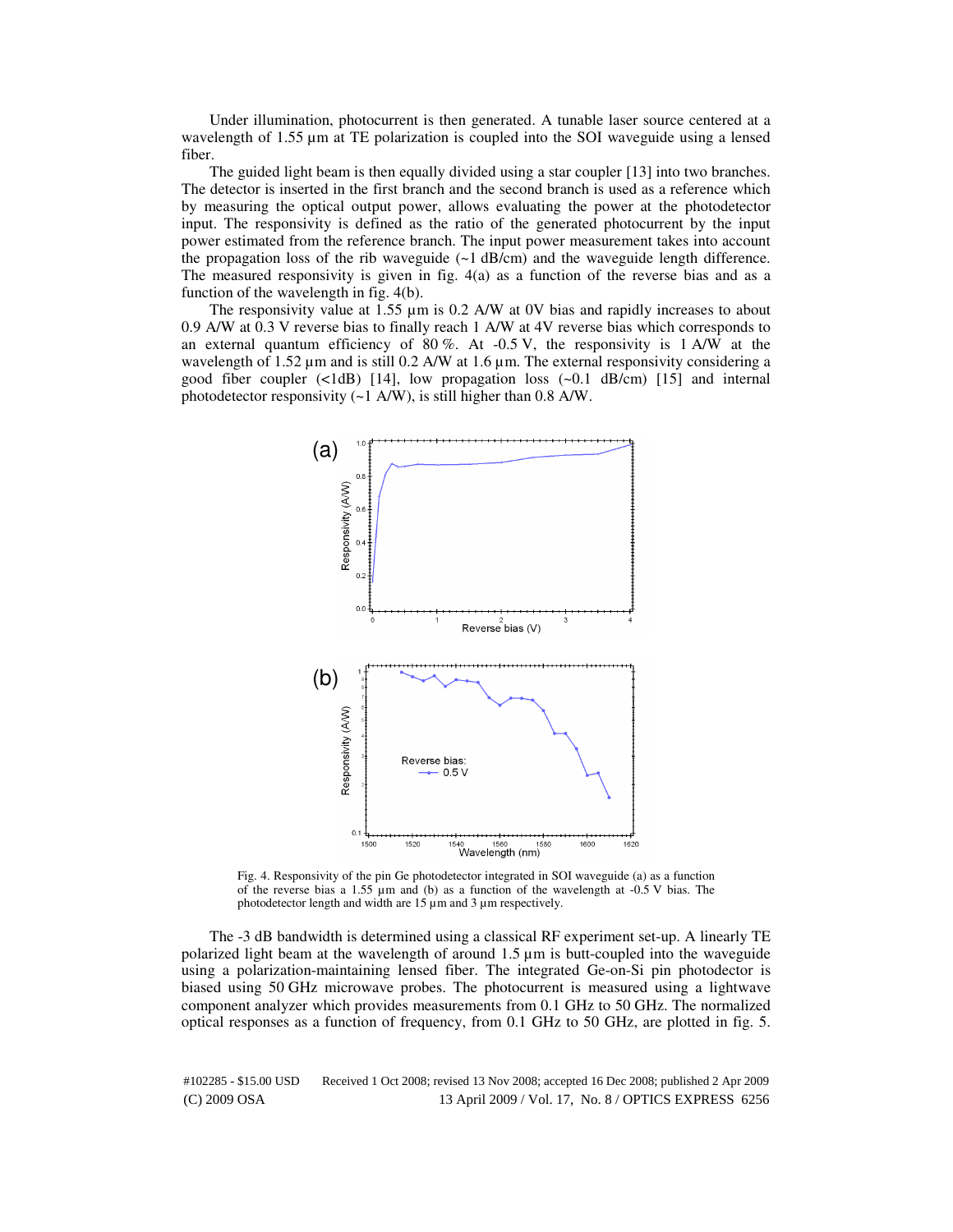Under illumination, photocurrent is then generated. A tunable laser source centered at a wavelength of 1.55 µm at TE polarization is coupled into the SOI waveguide using a lensed fiber.

The guided light beam is then equally divided using a star coupler [13] into two branches. The detector is inserted in the first branch and the second branch is used as a reference which by measuring the optical output power, allows evaluating the power at the photodetector input. The responsivity is defined as the ratio of the generated photocurrent by the input power estimated from the reference branch. The input power measurement takes into account the propagation loss of the rib waveguide (~1 dB/cm) and the waveguide length difference. The measured responsivity is given in fig. 4(a) as a function of the reverse bias and as a function of the wavelength in fig. 4(b).

The responsivity value at 1.55 µm is 0.2 A/W at 0V bias and rapidly increases to about 0.9 A/W at 0.3 V reverse bias to finally reach 1 A/W at 4V reverse bias which corresponds to an external quantum efficiency of 80 %. At -0.5 V, the responsivity is 1 A/W at the wavelength of 1.52 µm and is still 0.2 A/W at 1.6 µm. The external responsivity considering a good fiber coupler (<1dB) [14], low propagation loss (~0.1 dB/cm) [15] and internal photodetector responsivity (~1 A/W), is still higher than 0.8 A/W.

Fig. 4. Responsivity of the pin Ge photodetector integrated in SOI waveguide (a) as a function of the reverse bias a 1.55 µm and (b) as a function of the wavelength at -0.5 V bias. The photodetector length and width are 15 µm and 3 µm respectively.

The -3 dB bandwidth is determined using a classical RF experiment set-up. A linearly TE polarized light beam at the wavelength of around 1.5 µm is butt-coupled into the waveguide using a polarization-maintaining lensed fiber. The integrated Ge-on-Si pin photodector is biased using 50 GHz microwave probes. The photocurrent is measured using a lightwave component analyzer which provides measurements from 0.1 GHz to 50 GHz. The normalized optical responses as a function of frequency, from 0.1 GHz to 50 GHz, are plotted in fig. 5.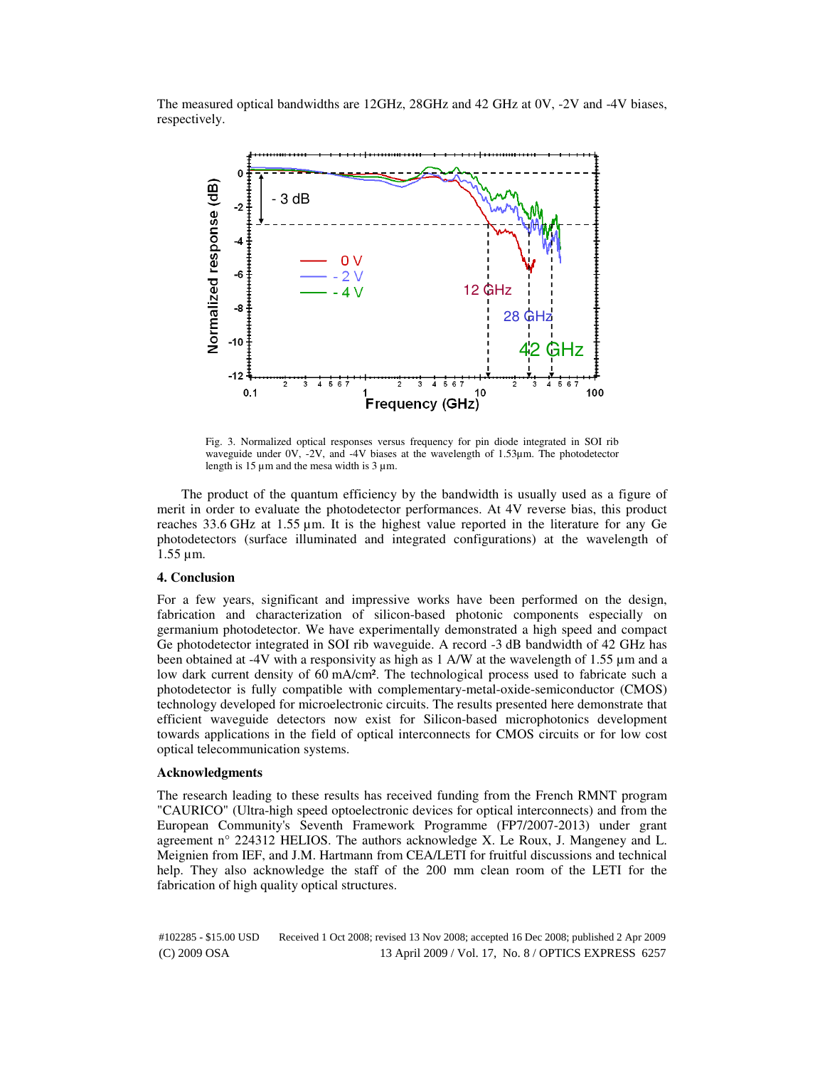The measured optical bandwidths are 12GHz, 28GHz and 42 GHz at 0V, -2V and -4V biases, respectively.

Normalized response (dB)

Frequency (GHz)

- 3 dB

0 V

- 2 V

- 4 V

12 GHz

28 GHz

42 GHz

0

-2

-4

-6

-8

-10

-12

0.1

1

10

100

Fig. 3. Normalized optical responses versus frequency for pin diode integrated in SOI rib waveguide under 0V, -2V, and -4V biases at the wavelength of 1.53µm. The photodetector length is 15 µm and the mesa width is 3 µm.

The product of the quantum efficiency by the bandwidth is usually used as a figure of merit in order to evaluate the photodetector performances. At 4V reverse bias, this product reaches 33.6 GHz at 1.55 µm. It is the highest value reported in the literature for any Ge photodetectors (surface illuminated and integrated configurations) at the wavelength of 1.55 µm.

## 4. Conclusion

For a few years, significant and impressive works have been performed on the design, fabrication and characterization of silicon-based photonic components especially on germanium photodetector. We have experimentally demonstrated a high speed and compact Ge photodetector integrated in SOI rib waveguide. A record -3 dB bandwidth of 42 GHz has been obtained at -4V with a responsivity as high as 1 A/W at the wavelength of 1.55 µm and a low dark current density of 60 mA/cm². The technological process used to fabricate such a photodetector is fully compatible with complementary-metal-oxide-semiconductor (CMOS) technology developed for microelectronic circuits. The results presented here demonstrate that efficient waveguide detectors now exist for Silicon-based microphotonics development towards applications in the field of optical interconnects for CMOS circuits or for low cost optical telecommunication systems.

### Acknowledgments

The research leading to these results has received funding from the French RMNT program "CAURICO" (Ultra-high speed optoelectronic devices for optical interconnects) and from the European Community's Seventh Framework Programme (FP7/2007-2013) under grant agreement n° 224312 HELIOS. The authors acknowledge X. Le Roux, J. Mangeney and L. Meignien from IEF, and J.M. Hartmann from CEA/LETI for fruitful discussions and technical help. They also acknowledge the staff of the 200 mm clean room of the LETI for the fabrication of high quality optical structures.